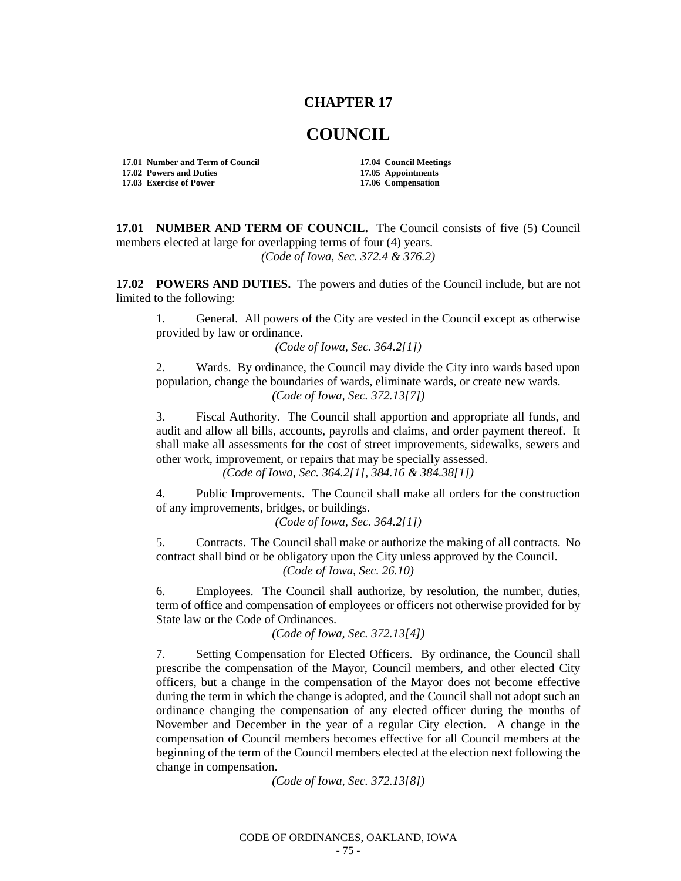# CHAPTER 17

# COUNCIL

| | |
|---|---|
| **17.01 Number and Term of Council** | **17.04 Council Meetings** |
| **17.02 Powers and Duties** | **17.05 Appointments** |
| **17.03 Exercise of Power** | **17.06 Compensation** |

**17.01 NUMBER AND TERM OF COUNCIL.** The Council consists of five (5) Council members elected at large for overlapping terms of four (4) years.

*(Code of Iowa, Sec. 372.4 & 376.2)*

**17.02 POWERS AND DUTIES.** The powers and duties of the Council include, but are not limited to the following:

1. General. All powers of the City are vested in the Council except as otherwise provided by law or ordinance.

   *(Code of Iowa, Sec. 364.2[1])*

2. Wards. By ordinance, the Council may divide the City into wards based upon population, change the boundaries of wards, eliminate wards, or create new wards.

   *(Code of Iowa, Sec. 372.13[7])*

3. Fiscal Authority. The Council shall apportion and appropriate all funds, and audit and allow all bills, accounts, payrolls and claims, and order payment thereof. It shall make all assessments for the cost of street improvements, sidewalks, sewers and other work, improvement, or repairs that may be specially assessed.

   *(Code of Iowa, Sec. 364.2[1], 384.16 & 384.38[1])*

4. Public Improvements. The Council shall make all orders for the construction of any improvements, bridges, or buildings.

   *(Code of Iowa, Sec. 364.2[1])*

5. Contracts. The Council shall make or authorize the making of all contracts. No contract shall bind or be obligatory upon the City unless approved by the Council.

   *(Code of Iowa, Sec. 26.10)*

6. Employees. The Council shall authorize, by resolution, the number, duties, term of office and compensation of employees or officers not otherwise provided for by State law or the Code of Ordinances.

   *(Code of Iowa, Sec. 372.13[4])*

7. Setting Compensation for Elected Officers. By ordinance, the Council shall prescribe the compensation of the Mayor, Council members, and other elected City officers, but a change in the compensation of the Mayor does not become effective during the term in which the change is adopted, and the Council shall not adopt such an ordinance changing the compensation of any elected officer during the months of November and December in the year of a regular City election. A change in the compensation of Council members becomes effective for all Council members at the beginning of the term of the Council members elected at the election next following the change in compensation.

   *(Code of Iowa, Sec. 372.13[8])*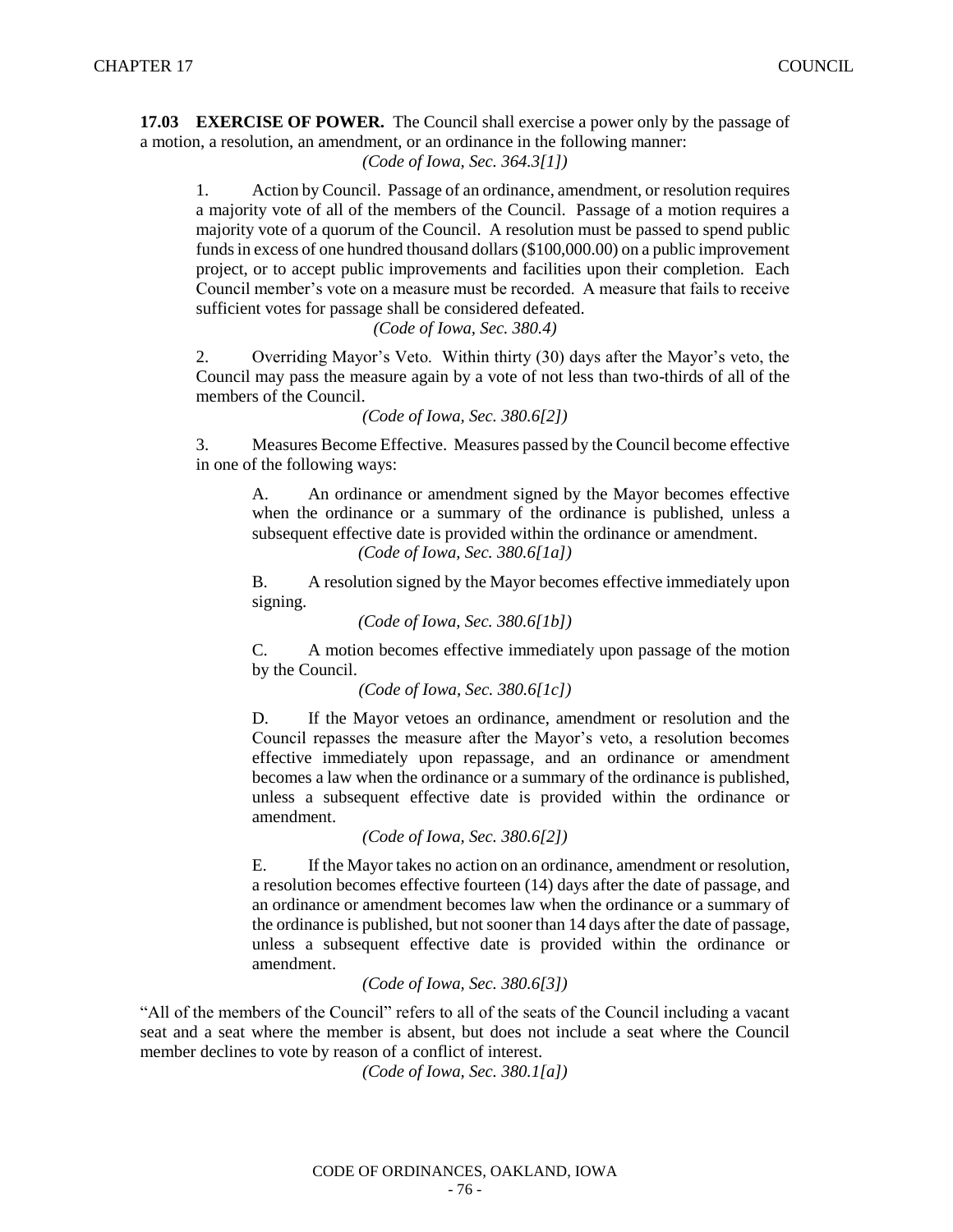**17.03 EXERCISE OF POWER.** The Council shall exercise a power only by the passage of a motion, a resolution, an amendment, or an ordinance in the following manner:

*(Code of Iowa, Sec. 364.3[1])*

1. Action by Council. Passage of an ordinance, amendment, or resolution requires a majority vote of all of the members of the Council. Passage of a motion requires a majority vote of a quorum of the Council. A resolution must be passed to spend public funds in excess of one hundred thousand dollars ($100,000.00) on a public improvement project, or to accept public improvements and facilities upon their completion. Each Council member's vote on a measure must be recorded. A measure that fails to receive sufficient votes for passage shall be considered defeated.

*(Code of Iowa, Sec. 380.4)*

2. Overriding Mayor's Veto. Within thirty (30) days after the Mayor's veto, the Council may pass the measure again by a vote of not less than two-thirds of all of the members of the Council.

*(Code of Iowa, Sec. 380.6[2])*

3. Measures Become Effective. Measures passed by the Council become effective in one of the following ways:

A. An ordinance or amendment signed by the Mayor becomes effective when the ordinance or a summary of the ordinance is published, unless a subsequent effective date is provided within the ordinance or amendment.

*(Code of Iowa, Sec. 380.6[1a])*

B. A resolution signed by the Mayor becomes effective immediately upon signing.

*(Code of Iowa, Sec. 380.6[1b])*

C. A motion becomes effective immediately upon passage of the motion by the Council.

*(Code of Iowa, Sec. 380.6[1c])*

D. If the Mayor vetoes an ordinance, amendment or resolution and the Council repasses the measure after the Mayor's veto, a resolution becomes effective immediately upon repassage, and an ordinance or amendment becomes a law when the ordinance or a summary of the ordinance is published, unless a subsequent effective date is provided within the ordinance or amendment.

*(Code of Iowa, Sec. 380.6[2])*

E. If the Mayor takes no action on an ordinance, amendment or resolution, a resolution becomes effective fourteen (14) days after the date of passage, and an ordinance or amendment becomes law when the ordinance or a summary of the ordinance is published, but not sooner than 14 days after the date of passage, unless a subsequent effective date is provided within the ordinance or amendment.

*(Code of Iowa, Sec. 380.6[3])*

"All of the members of the Council" refers to all of the seats of the Council including a vacant seat and a seat where the member is absent, but does not include a seat where the Council member declines to vote by reason of a conflict of interest.

*(Code of Iowa, Sec. 380.1[a])*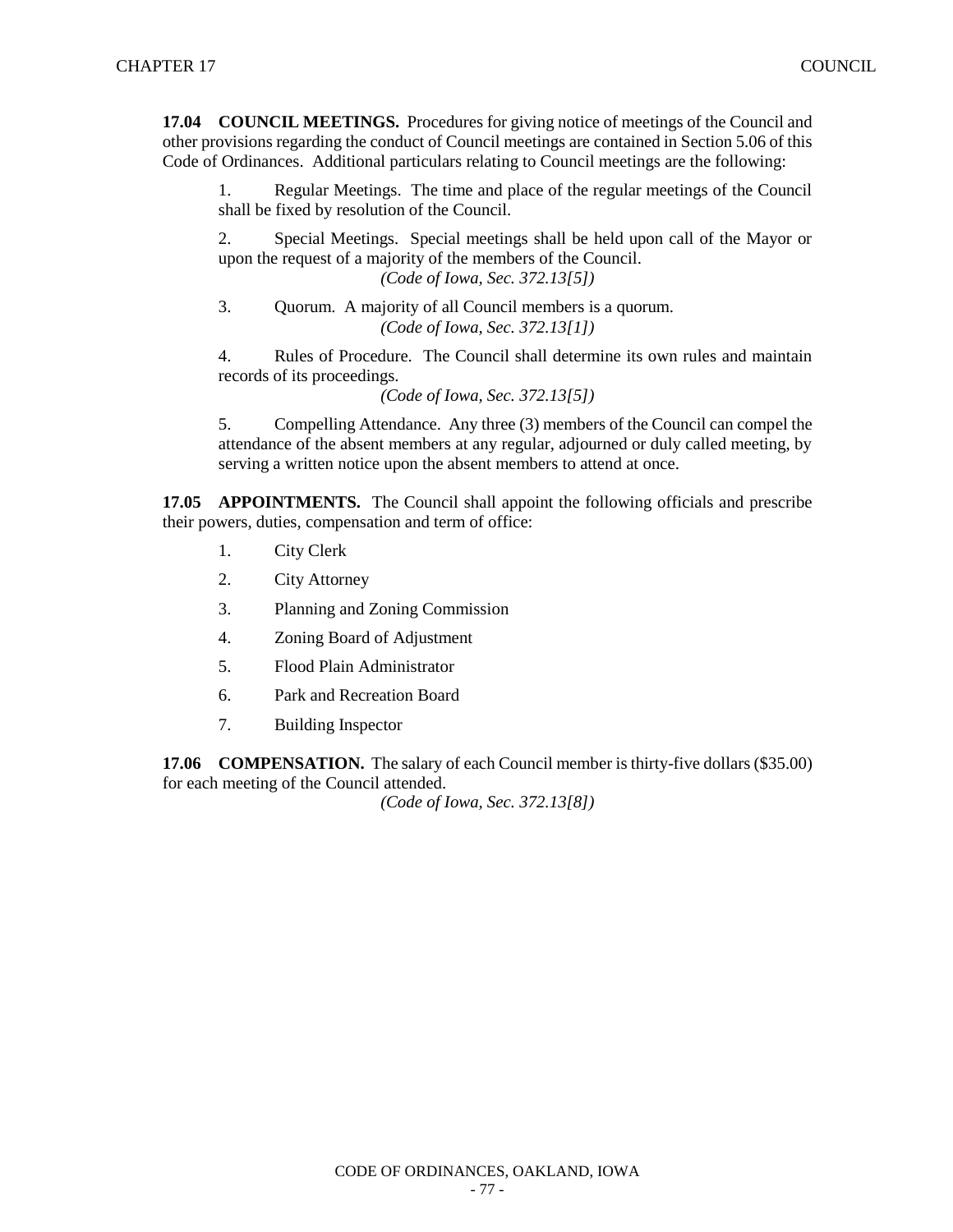**17.04 COUNCIL MEETINGS.** Procedures for giving notice of meetings of the Council and other provisions regarding the conduct of Council meetings are contained in Section 5.06 of this Code of Ordinances. Additional particulars relating to Council meetings are the following:

1. Regular Meetings. The time and place of the regular meetings of the Council shall be fixed by resolution of the Council.

2. Special Meetings. Special meetings shall be held upon call of the Mayor or upon the request of a majority of the members of the Council.
*(Code of Iowa, Sec. 372.13[5])*

3. Quorum. A majority of all Council members is a quorum.
*(Code of Iowa, Sec. 372.13[1])*

4. Rules of Procedure. The Council shall determine its own rules and maintain records of its proceedings.
*(Code of Iowa, Sec. 372.13[5])*

5. Compelling Attendance. Any three (3) members of the Council can compel the attendance of the absent members at any regular, adjourned or duly called meeting, by serving a written notice upon the absent members to attend at once.

**17.05 APPOINTMENTS.** The Council shall appoint the following officials and prescribe their powers, duties, compensation and term of office:

1. City Clerk
2. City Attorney
3. Planning and Zoning Commission
4. Zoning Board of Adjustment
5. Flood Plain Administrator
6. Park and Recreation Board
7. Building Inspector

**17.06 COMPENSATION.** The salary of each Council member is thirty-five dollars ($35.00) for each meeting of the Council attended.
*(Code of Iowa, Sec. 372.13[8])*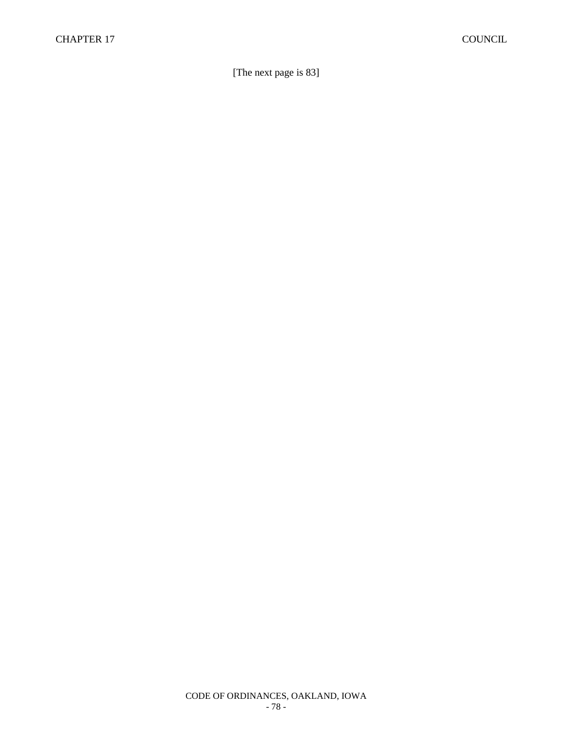[The next page is 83]